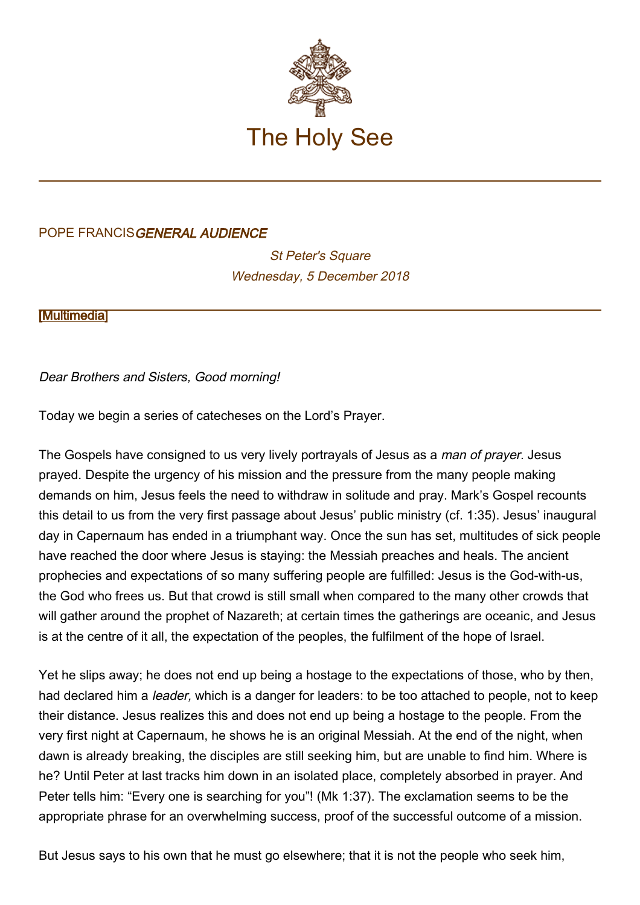The Holy See

POPE FRANCIS*GENERAL AUDIENCE*

*St Peter's Square*
*Wednesday, 5 December 2018*

[Multimedia]

*Dear Brothers and Sisters, Good morning!*

Today we begin a series of catecheses on the Lord's Prayer.

The Gospels have consigned to us very lively portrayals of Jesus as a *man of prayer*. Jesus prayed. Despite the urgency of his mission and the pressure from the many people making demands on him, Jesus feels the need to withdraw in solitude and pray. Mark's Gospel recounts this detail to us from the very first passage about Jesus' public ministry (cf. 1:35). Jesus' inaugural day in Capernaum has ended in a triumphant way. Once the sun has set, multitudes of sick people have reached the door where Jesus is staying: the Messiah preaches and heals. The ancient prophecies and expectations of so many suffering people are fulfilled: Jesus is the God-with-us, the God who frees us. But that crowd is still small when compared to the many other crowds that will gather around the prophet of Nazareth; at certain times the gatherings are oceanic, and Jesus is at the centre of it all, the expectation of the peoples, the fulfilment of the hope of Israel.

Yet he slips away; he does not end up being a hostage to the expectations of those, who by then, had declared him a *leader,* which is a danger for leaders: to be too attached to people, not to keep their distance. Jesus realizes this and does not end up being a hostage to the people. From the very first night at Capernaum, he shows he is an original Messiah. At the end of the night, when dawn is already breaking, the disciples are still seeking him, but are unable to find him. Where is he? Until Peter at last tracks him down in an isolated place, completely absorbed in prayer. And Peter tells him: "Every one is searching for you"! (Mk 1:37). The exclamation seems to be the appropriate phrase for an overwhelming success, proof of the successful outcome of a mission.

But Jesus says to his own that he must go elsewhere; that it is not the people who seek him,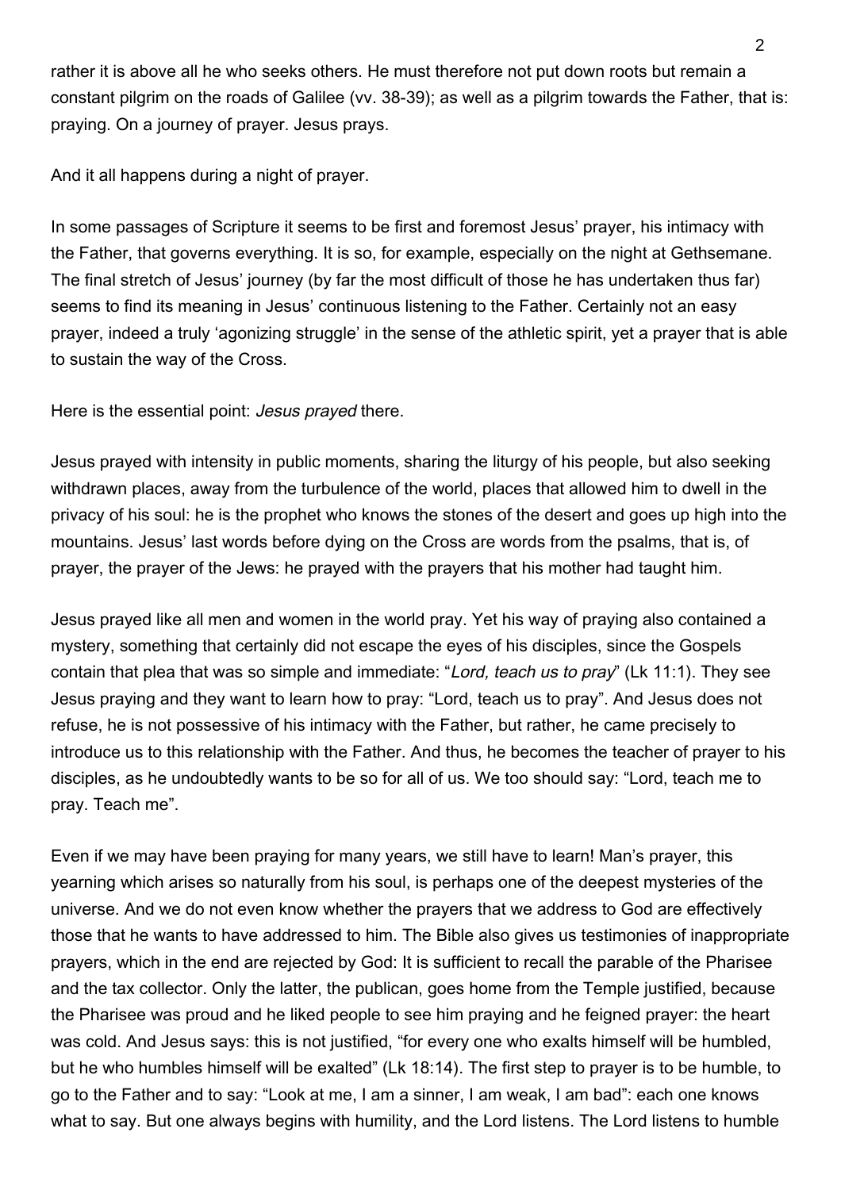rather it is above all he who seeks others. He must therefore not put down roots but remain a constant pilgrim on the roads of Galilee (vv. 38-39); as well as a pilgrim towards the Father, that is: praying. On a journey of prayer. Jesus prays.

And it all happens during a night of prayer.

In some passages of Scripture it seems to be first and foremost Jesus' prayer, his intimacy with the Father, that governs everything. It is so, for example, especially on the night at Gethsemane. The final stretch of Jesus' journey (by far the most difficult of those he has undertaken thus far) seems to find its meaning in Jesus' continuous listening to the Father. Certainly not an easy prayer, indeed a truly 'agonizing struggle' in the sense of the athletic spirit, yet a prayer that is able to sustain the way of the Cross.

Here is the essential point: *Jesus prayed* there.

Jesus prayed with intensity in public moments, sharing the liturgy of his people, but also seeking withdrawn places, away from the turbulence of the world, places that allowed him to dwell in the privacy of his soul: he is the prophet who knows the stones of the desert and goes up high into the mountains. Jesus' last words before dying on the Cross are words from the psalms, that is, of prayer, the prayer of the Jews: he prayed with the prayers that his mother had taught him.

Jesus prayed like all men and women in the world pray. Yet his way of praying also contained a mystery, something that certainly did not escape the eyes of his disciples, since the Gospels contain that plea that was so simple and immediate: "*Lord, teach us to pray*" (Lk 11:1). They see Jesus praying and they want to learn how to pray: "Lord, teach us to pray". And Jesus does not refuse, he is not possessive of his intimacy with the Father, but rather, he came precisely to introduce us to this relationship with the Father. And thus, he becomes the teacher of prayer to his disciples, as he undoubtedly wants to be so for all of us. We too should say: "Lord, teach me to pray. Teach me".

Even if we may have been praying for many years, we still have to learn! Man's prayer, this yearning which arises so naturally from his soul, is perhaps one of the deepest mysteries of the universe. And we do not even know whether the prayers that we address to God are effectively those that he wants to have addressed to him. The Bible also gives us testimonies of inappropriate prayers, which in the end are rejected by God: It is sufficient to recall the parable of the Pharisee and the tax collector. Only the latter, the publican, goes home from the Temple justified, because the Pharisee was proud and he liked people to see him praying and he feigned prayer: the heart was cold. And Jesus says: this is not justified, "for every one who exalts himself will be humbled, but he who humbles himself will be exalted" (Lk 18:14). The first step to prayer is to be humble, to go to the Father and to say: "Look at me, I am a sinner, I am weak, I am bad": each one knows what to say. But one always begins with humility, and the Lord listens. The Lord listens to humble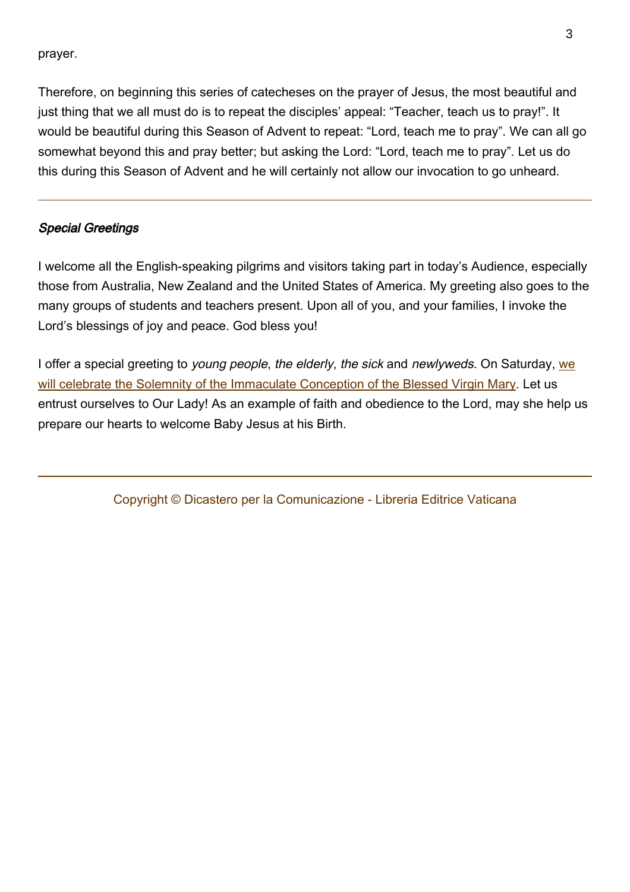prayer.

Therefore, on beginning this series of catecheses on the prayer of Jesus, the most beautiful and just thing that we all must do is to repeat the disciples' appeal: "Teacher, teach us to pray!". It would be beautiful during this Season of Advent to repeat: "Lord, teach me to pray". We can all go somewhat beyond this and pray better; but asking the Lord: "Lord, teach me to pray". Let us do this during this Season of Advent and he will certainly not allow our invocation to go unheard.

---

***Special Greetings***

I welcome all the English-speaking pilgrims and visitors taking part in today's Audience, especially those from Australia, New Zealand and the United States of America. My greeting also goes to the many groups of students and teachers present. Upon all of you, and your families, I invoke the Lord's blessings of joy and peace. God bless you!

I offer a special greeting to *young people*, *the elderly*, *the sick* and *newlyweds*. On Saturday, we will celebrate the Solemnity of the Immaculate Conception of the Blessed Virgin Mary. Let us entrust ourselves to Our Lady! As an example of faith and obedience to the Lord, may she help us prepare our hearts to welcome Baby Jesus at his Birth.

---

Copyright © Dicastero per la Comunicazione - Libreria Editrice Vaticana